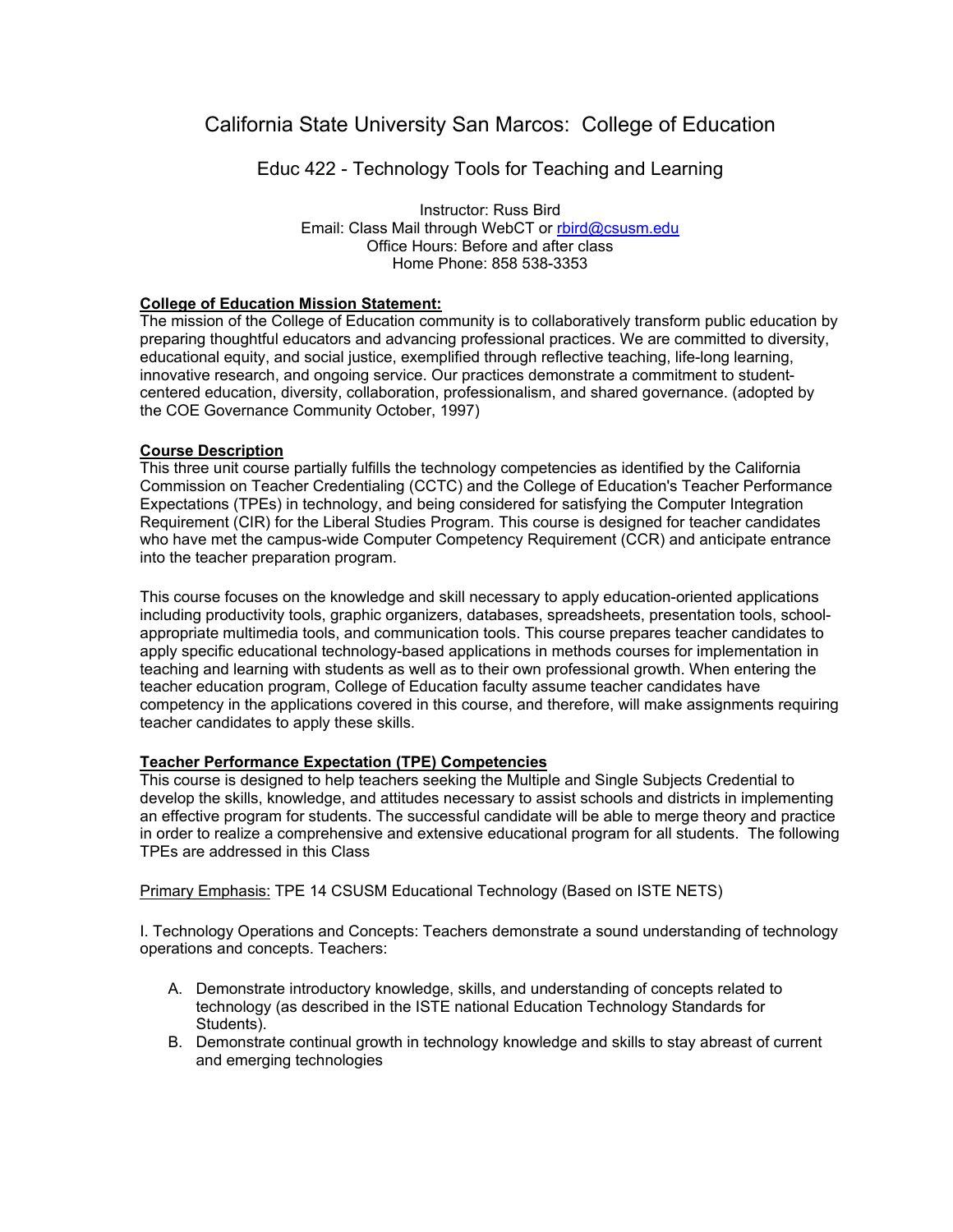# California State University San Marcos: College of Education

## Educ 422 - Technology Tools for Teaching and Learning

Instructor: Russ Bird
Email: Class Mail through WebCT or rbird@csusm.edu
Office Hours: Before and after class
Home Phone: 858 538-3353

**College of Education Mission Statement:**

The mission of the College of Education community is to collaboratively transform public education by preparing thoughtful educators and advancing professional practices. We are committed to diversity, educational equity, and social justice, exemplified through reflective teaching, life-long learning, innovative research, and ongoing service. Our practices demonstrate a commitment to student-centered education, diversity, collaboration, professionalism, and shared governance. (adopted by the COE Governance Community October, 1997)

**Course Description**

This three unit course partially fulfills the technology competencies as identified by the California Commission on Teacher Credentialing (CCTC) and the College of Education's Teacher Performance Expectations (TPEs) in technology, and being considered for satisfying the Computer Integration Requirement (CIR) for the Liberal Studies Program. This course is designed for teacher candidates who have met the campus-wide Computer Competency Requirement (CCR) and anticipate entrance into the teacher preparation program.

This course focuses on the knowledge and skill necessary to apply education-oriented applications including productivity tools, graphic organizers, databases, spreadsheets, presentation tools, school-appropriate multimedia tools, and communication tools. This course prepares teacher candidates to apply specific educational technology-based applications in methods courses for implementation in teaching and learning with students as well as to their own professional growth. When entering the teacher education program, College of Education faculty assume teacher candidates have competency in the applications covered in this course, and therefore, will make assignments requiring teacher candidates to apply these skills.

**Teacher Performance Expectation (TPE) Competencies**

This course is designed to help teachers seeking the Multiple and Single Subjects Credential to develop the skills, knowledge, and attitudes necessary to assist schools and districts in implementing an effective program for students. The successful candidate will be able to merge theory and practice in order to realize a comprehensive and extensive educational program for all students. The following TPEs are addressed in this Class

Primary Emphasis: TPE 14 CSUSM Educational Technology (Based on ISTE NETS)

I. Technology Operations and Concepts: Teachers demonstrate a sound understanding of technology operations and concepts. Teachers:

A. Demonstrate introductory knowledge, skills, and understanding of concepts related to technology (as described in the ISTE national Education Technology Standards for Students).
B. Demonstrate continual growth in technology knowledge and skills to stay abreast of current and emerging technologies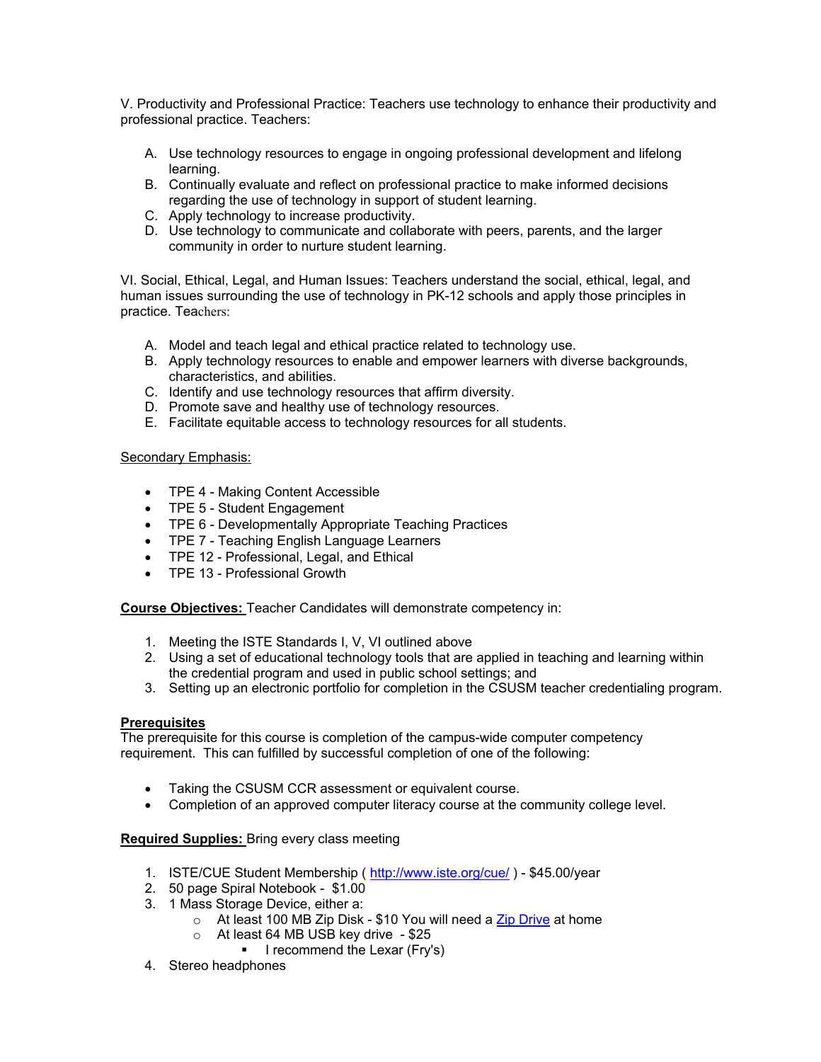V. Productivity and Professional Practice: Teachers use technology to enhance their productivity and professional practice. Teachers:

A. Use technology resources to engage in ongoing professional development and lifelong learning.
B. Continually evaluate and reflect on professional practice to make informed decisions regarding the use of technology in support of student learning.
C. Apply technology to increase productivity.
D. Use technology to communicate and collaborate with peers, parents, and the larger community in order to nurture student learning.

VI. Social, Ethical, Legal, and Human Issues: Teachers understand the social, ethical, legal, and human issues surrounding the use of technology in PK-12 schools and apply those principles in practice. Teachers:

A. Model and teach legal and ethical practice related to technology use.
B. Apply technology resources to enable and empower learners with diverse backgrounds, characteristics, and abilities.
C. Identify and use technology resources that affirm diversity.
D. Promote save and healthy use of technology resources.
E. Facilitate equitable access to technology resources for all students.

<u>Secondary Emphasis:</u>

- TPE 4 - Making Content Accessible
- TPE 5 - Student Engagement
- TPE 6 - Developmentally Appropriate Teaching Practices
- TPE 7 - Teaching English Language Learners
- TPE 12 - Professional, Legal, and Ethical
- TPE 13 - Professional Growth

**<u>Course Objectives:</u>** Teacher Candidates will demonstrate competency in:

1. Meeting the ISTE Standards I, V, VI outlined above
2. Using a set of educational technology tools that are applied in teaching and learning within the credential program and used in public school settings; and
3. Setting up an electronic portfolio for completion in the CSUSM teacher credentialing program.

**<u>Prerequisites</u>**
The prerequisite for this course is completion of the campus-wide computer competency requirement. This can fulfilled by successful completion of one of the following:

- Taking the CSUSM CCR assessment or equivalent course.
- Completion of an approved computer literacy course at the community college level.

**<u>Required Supplies:</u>** Bring every class meeting

1. ISTE/CUE Student Membership ( http://www.iste.org/cue/ ) - $45.00/year
2. 50 page Spiral Notebook - $1.00
3. 1 Mass Storage Device, either a:
   - At least 100 MB Zip Disk - $10 You will need a Zip Drive at home
   - At least 64 MB USB key drive - $25
     - I recommend the Lexar (Fry's)
4. Stereo headphones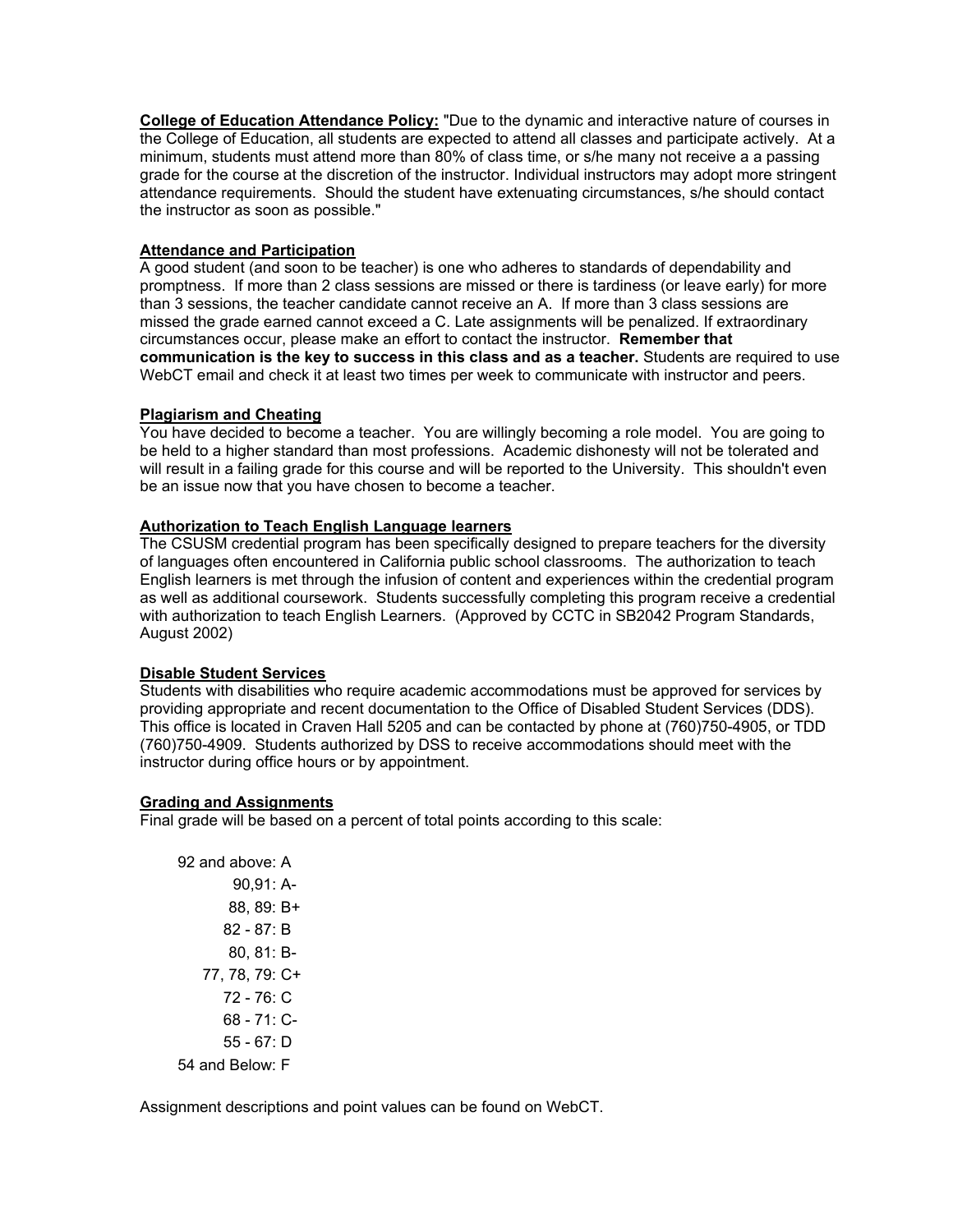**College of Education Attendance Policy:** "Due to the dynamic and interactive nature of courses in the College of Education, all students are expected to attend all classes and participate actively. At a minimum, students must attend more than 80% of class time, or s/he many not receive a a passing grade for the course at the discretion of the instructor. Individual instructors may adopt more stringent attendance requirements. Should the student have extenuating circumstances, s/he should contact the instructor as soon as possible."

**Attendance and Participation**

A good student (and soon to be teacher) is one who adheres to standards of dependability and promptness. If more than 2 class sessions are missed or there is tardiness (or leave early) for more than 3 sessions, the teacher candidate cannot receive an A. If more than 3 class sessions are missed the grade earned cannot exceed a C. Late assignments will be penalized. If extraordinary circumstances occur, please make an effort to contact the instructor. **Remember that communication is the key to success in this class and as a teacher.** Students are required to use WebCT email and check it at least two times per week to communicate with instructor and peers.

**Plagiarism and Cheating**

You have decided to become a teacher. You are willingly becoming a role model. You are going to be held to a higher standard than most professions. Academic dishonesty will not be tolerated and will result in a failing grade for this course and will be reported to the University. This shouldn't even be an issue now that you have chosen to become a teacher.

**Authorization to Teach English Language learners**

The CSUSM credential program has been specifically designed to prepare teachers for the diversity of languages often encountered in California public school classrooms. The authorization to teach English learners is met through the infusion of content and experiences within the credential program as well as additional coursework. Students successfully completing this program receive a credential with authorization to teach English Learners. (Approved by CCTC in SB2042 Program Standards, August 2002)

**Disable Student Services**

Students with disabilities who require academic accommodations must be approved for services by providing appropriate and recent documentation to the Office of Disabled Student Services (DDS). This office is located in Craven Hall 5205 and can be contacted by phone at (760)750-4905, or TDD (760)750-4909. Students authorized by DSS to receive accommodations should meet with the instructor during office hours or by appointment.

**Grading and Assignments**

Final grade will be based on a percent of total points according to this scale:

92 and above: A
90,91: A-
88, 89: B+
82 - 87: B
80, 81: B-
77, 78, 79: C+
72 - 76: C
68 - 71: C-
55 - 67: D
54 and Below: F

Assignment descriptions and point values can be found on WebCT.